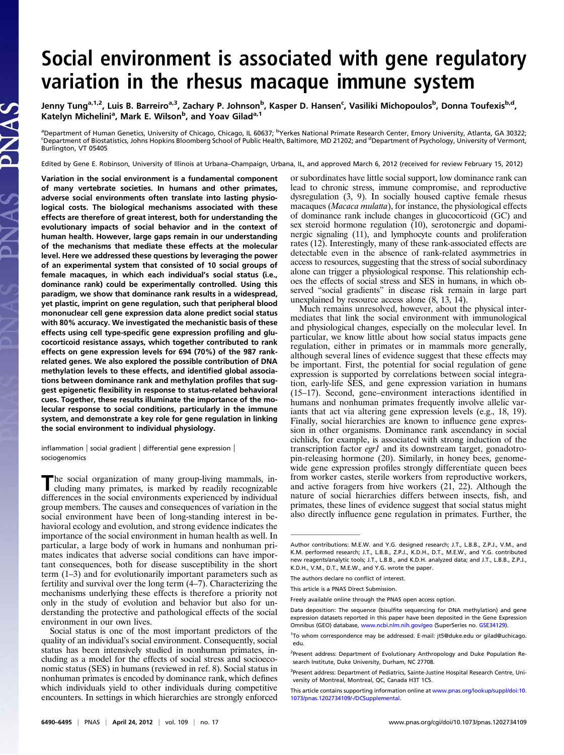# Social environment is associated with gene regulatory variation in the rhesus macaque immune system

Jenny Tung[a,1,2], Luis B. Barreiro[a,3], Zachary P. Johnson[b], Kasper D. Hansen[c], Vasiliki Michopoulos[b], Donna Toufexis[b,d], Katelyn Michelini[a], Mark E. Wilson[b], and Yoav Gilad[a,1]

[a]Department of Human Genetics, University of Chicago, Chicago, IL 60637; [b]Yerkes National Primate Research Center, Emory University, Atlanta, GA 30322; [c]Department of Biostatistics, Johns Hopkins Bloomberg School of Public Health, Baltimore, MD 21202; and [d]Department of Psychology, University of Vermont, Burlington, VT 05405

Edited by Gene E. Robinson, University of Illinois at Urbana–Champaign, Urbana, IL, and approved March 6, 2012 (received for review February 15, 2012)

**Variation in the social environment is a fundamental component of many vertebrate societies. In humans and other primates, adverse social environments often translate into lasting physiological costs. The biological mechanisms associated with these effects are therefore of great interest, both for understanding the evolutionary impacts of social behavior and in the context of human health. However, large gaps remain in our understanding of the mechanisms that mediate these effects at the molecular level. Here we addressed these questions by leveraging the power of an experimental system that consisted of 10 social groups of female macaques, in which each individual's social status (i.e., dominance rank) could be experimentally controlled. Using this paradigm, we show that dominance rank results in a widespread, yet plastic, imprint on gene regulation, such that peripheral blood mononuclear cell gene expression data alone predict social status with 80% accuracy. We investigated the mechanistic basis of these effects using cell type-specific gene expression profiling and glucocorticoid resistance assays, which together contributed to rank effects on gene expression levels for 694 (70%) of the 987 rank-related genes. We also explored the possible contribution of DNA methylation levels to these effects, and identified global associations between dominance rank and methylation profiles that suggest epigenetic flexibility in response to status-related behavioral cues. Together, these results illuminate the importance of the molecular response to social conditions, particularly in the immune system, and demonstrate a key role for gene regulation in linking the social environment to individual physiology.**

inflammation | social gradient | differential gene expression | sociogenomics

The social organization of many group-living mammals, including many primates, is marked by readily recognizable differences in the social environments experienced by individual group members. The causes and consequences of variation in the social environment have been of long-standing interest in behavioral ecology and evolution, and strong evidence indicates the importance of the social environment in human health as well. In particular, a large body of work in humans and nonhuman primates indicates that adverse social conditions can have important consequences, both for disease susceptibility in the short term (1–3) and for evolutionarily important parameters such as fertility and survival over the long term (4–7). Characterizing the mechanisms underlying these effects is therefore a priority not only in the study of evolution and behavior but also for understanding the protective and pathological effects of the social environment in our own lives.

Social status is one of the most important predictors of the quality of an individual's social environment. Consequently, social status has been intensively studied in nonhuman primates, including as a model for the effects of social stress and socioeconomic status (SES) in humans (reviewed in ref. 8). Social status in nonhuman primates is encoded by dominance rank, which defines which individuals yield to other individuals during competitive encounters. In settings in which hierarchies are strongly enforced or subordinates have little social support, low dominance rank can lead to chronic stress, immune compromise, and reproductive dysregulation (3, 9). In socially housed captive female rhesus macaques (*Macaca mulatta*), for instance, the physiological effects of dominance rank include changes in glucocorticoid (GC) and sex steroid hormone regulation (10), serotonergic and dopaminergic signaling (11), and lymphocyte counts and proliferation rates (12). Interestingly, many of these rank-associated effects are detectable even in the absence of rank-related asymmetries in access to resources, suggesting that the stress of social subordinacy alone can trigger a physiological response. This relationship echoes the effects of social stress and SES in humans, in which observed "social gradients" in disease risk remain in large part unexplained by resource access alone (8, 13, 14).

Much remains unresolved, however, about the physical intermediates that link the social environment with immunological and physiological changes, especially on the molecular level. In particular, we know little about how social status impacts gene regulation, either in primates or in mammals more generally, although several lines of evidence suggest that these effects may be important. First, the potential for social regulation of gene expression is supported by correlations between social integration, early-life SES, and gene expression variation in humans (15–17). Second, gene–environment interactions identified in humans and nonhuman primates frequently involve allelic variants that act via altering gene expression levels (e.g., 18, 19). Finally, social hierarchies are known to influence gene expression in other organisms. Dominance rank ascendancy in social cichlids, for example, is associated with strong induction of the transcription factor *egr1* and its downstream target, gonadotropin-releasing hormone (20). Similarly, in honey bees, genome-wide gene expression profiles strongly differentiate queen bees from worker castes, sterile workers from reproductive workers, and active foragers from hive workers (21, 22). Although the nature of social hierarchies differs between insects, fish, and primates, these lines of evidence suggest that social status might also directly influence gene regulation in primates. Further, the

---

Author contributions: M.E.W. and Y.G. designed research; J.T., L.B.B., Z.P.J., V.M., and K.M. performed research; J.T., L.B.B., Z.P.J., K.D.H., D.T., M.E.W., and Y.G. contributed new reagents/analytic tools; J.T., L.B.B., and K.D.H. analyzed data; and J.T., L.B.B., Z.P.J., K.D.H., V.M., D.T., M.E.W., and Y.G. wrote the paper.

The authors declare no conflict of interest.

This article is a PNAS Direct Submission.

Freely available online through the PNAS open access option.

Data deposition: The sequence (bisulfite sequencing for DNA methylation) and gene expression datasets reported in this paper have been deposited in the Gene Expression Omnibus (GEO) database, www.ncbi.nlm.nih.gov/geo (SuperSeries no. GSE34129).

[1]To whom correspondence may be addressed. E-mail: jt5@duke.edu or gilad@uchicago.edu.

[2]Present address: Department of Evolutionary Anthropology and Duke Population Research Institute, Duke University, Durham, NC 27708.

[3]Present address: Department of Pediatrics, Sainte-Justine Hospital Research Centre, University of Montreal, Montreal, QC, Canada H3T 1C5.

This article contains supporting information online at www.pnas.org/lookup/suppl/doi:10.1073/pnas.1202734109/-/DCSupplemental.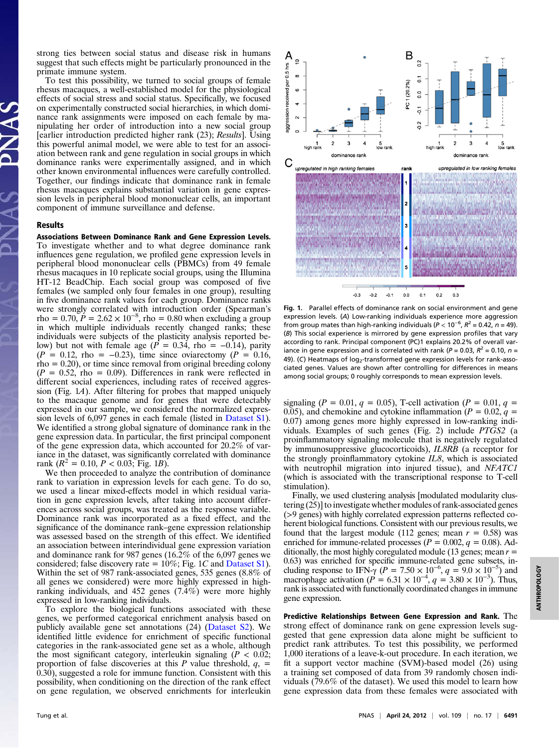strong ties between social status and disease risk in humans suggest that such effects might be particularly pronounced in the primate immune system.

To test this possibility, we turned to social groups of female rhesus macaques, a well-established model for the physiological effects of social stress and social status. Specifically, we focused on experimentally constructed social hierarchies, in which dominance rank assignments were imposed on each female by manipulating her order of introduction into a new social group [earlier introduction predicted higher rank (23); *Results*]. Using this powerful animal model, we were able to test for an association between rank and gene regulation in social groups in which dominance ranks were experimentally assigned, and in which other known environmental influences were carefully controlled. Together, our findings indicate that dominance rank in female rhesus macaques explains substantial variation in gene expression levels in peripheral blood mononuclear cells, an important component of immune surveillance and defense.

## Results

**Associations Between Dominance Rank and Gene Expression Levels.** To investigate whether and to what degree dominance rank influences gene regulation, we profiled gene expression levels in peripheral blood mononuclear cells (PBMCs) from 49 female rhesus macaques in 10 replicate social groups, using the Illumina HT-12 BeadChip. Each social group was composed of five females (we sampled only four females in one group), resulting in five dominance rank values for each group. Dominance ranks were strongly correlated with introduction order (Spearman's rho = 0.70, $P = 2.62 \times 10^{-8}$, rho = 0.80 when excluding a group in which multiple individuals recently changed ranks; these individuals were subjects of the plasticity analysis reported below) but not with female age ($P = 0.34$, rho = −0.14), parity ($P = 0.12$, rho = −0.23), time since oviarectomy ($P = 0.16$, rho = 0.20), or time since removal from original breeding colony ($P = 0.52$, rho = 0.09). Differences in rank were reflected in different social experiences, including rates of received aggression (Fig. 1*A*). After filtering for probes that mapped uniquely to the macaque genome and for genes that were detectably expressed in our sample, we considered the normalized expression levels of 6,097 genes in each female (listed in Dataset S1). We identified a strong global signature of dominance rank in the gene expression data. In particular, the first principal component of the gene expression data, which accounted for 20.2% of variance in the dataset, was significantly correlated with dominance rank ($R^2 = 0.10$, $P < 0.03$; Fig. 1*B*).

We then proceeded to analyze the contribution of dominance rank to variation in expression levels for each gene. To do so, we used a linear mixed-effects model in which residual variation in gene expression levels, after taking into account differences across social groups, was treated as the response variable. Dominance rank was incorporated as a fixed effect, and the significance of the dominance rank–gene expression relationship was assessed based on the strength of this effect. We identified an association between interindividual gene expression variation and dominance rank for 987 genes (16.2% of the 6,097 genes we considered; false discovery rate = 10%; Fig. 1*C* and Dataset S1). Within the set of 987 rank-associated genes, 535 genes (8.8% of all genes we considered) were more highly expressed in high-ranking individuals, and 452 genes (7.4%) were more highly expressed in low-ranking individuals.

To explore the biological functions associated with these genes, we performed categorical enrichment analysis based on publicly available gene set annotations (24) (Dataset S2). We identified little evidence for enrichment of specific functional categories in the rank-associated gene set as a whole, although the most significant category, interleukin signaling ($P < 0.02$; proportion of false discoveries at this $P$ value threshold, $q$, = 0.30), suggested a role for immune function. Consistent with this possibility, when conditioning on the direction of the rank effect on gene regulation, we observed enrichments for interleukin signaling ($P = 0.01$, $q = 0.05$), T-cell activation ($P = 0.01$, $q = 0.05$), and chemokine and cytokine inflammation ($P = 0.02$, $q = 0.07$) among genes more highly expressed in low-ranking individuals. Examples of such genes (Fig. 2) include *PTGS2* (a proinflammatory signaling molecule that is negatively regulated by immunosuppressive glucocorticoids), *IL8RB* (a receptor for the strongly proinflammatory cytokine *IL8*, which is associated with neutrophil migration into injured tissue), and *NFATC1* (which is associated with the transcriptional response to T-cell stimulation).

Finally, we used clustering analysis [modulated modularity clustering (25)] to investigate whether modules of rank-associated genes (>9 genes) with highly correlated expression patterns reflected coherent biological functions. Consistent with our previous results, we found that the largest module (112 genes; mean $r = 0.58$) was enriched for immune-related processes ($P = 0.002$, $q = 0.08$). Additionally, the most highly coregulated module (13 genes; mean $r = 0.63$) was enriched for specific immune-related gene subsets, including response to IFN-γ ($P = 7.50 \times 10^{-6}$, $q = 9.0 \times 10^{-5}$) and macrophage activation ($P = 6.31 \times 10^{-4}$, $q = 3.80 \times 10^{-3}$). Thus, rank is associated with functionally coordinated changes in immune gene expression.

**Predictive Relationships Between Gene Expression and Rank.** The strong effect of dominance rank on gene expression levels suggested that gene expression data alone might be sufficient to predict rank attributes. To test this possibility, we performed 1,000 iterations of a leave-k-out procedure. In each iteration, we fit a support vector machine (SVM)-based model (26) using a training set composed of data from 39 randomly chosen individuals (79.6% of the dataset). We used this model to learn how gene expression data from these females were associated with

**Fig. 1.** Parallel effects of dominance rank on social environment and gene expression levels. (*A*) Low-ranking individuals experience more aggression from group mates than high-ranking individuals ($P < 10^{-6}$, $R^2 = 0.42$, $n = 49$). (*B*) This social experience is mirrored by gene expression profiles that vary according to rank. Principal component (PC)1 explains 20.2% of overall variance in gene expression and is correlated with rank ($P = 0.03$, $R^2 = 0.10$, $n = 49$). (*C*) Heatmaps of $log_2$-transformed gene expression levels for rank-associated genes. Values are shown after controlling for differences in means among social groups; 0 roughly corresponds to mean expression levels.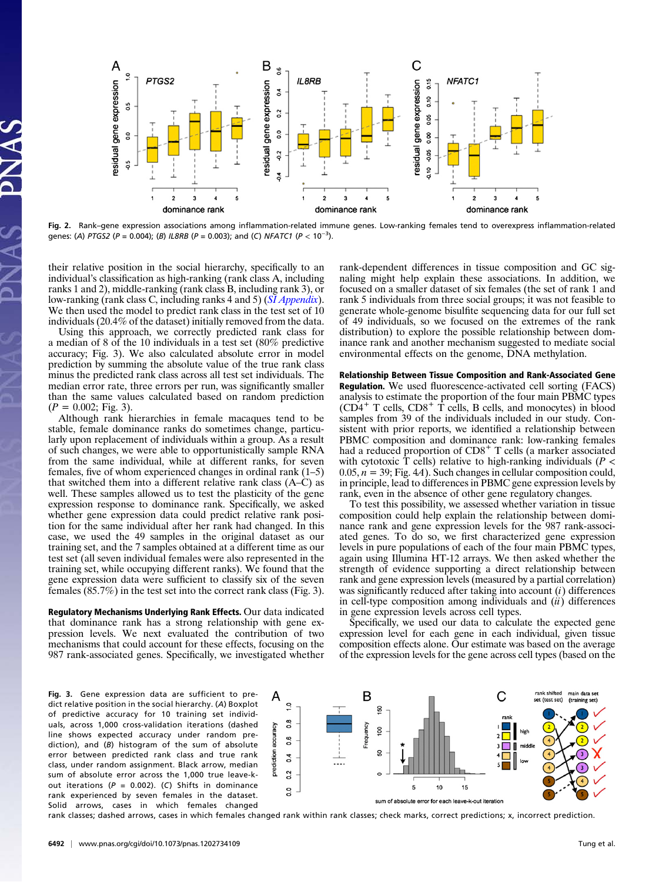Fig. 2. Rank–gene expression associations among inflammation-related immune genes. Low-ranking females tend to overexpress inflammation-related genes: (*A*) *PTGS2* ($P = 0.004$); (*B*) *IL8RB* ($P = 0.003$); and (*C*) *NFATC1* ($P < 10^{-3}$).

their relative position in the social hierarchy, specifically to an individual's classification as high-ranking (rank class A, including ranks 1 and 2), middle-ranking (rank class B, including rank 3), or low-ranking (rank class C, including ranks 4 and 5) (*SI Appendix*). We then used the model to predict rank class in the test set of 10 individuals (20.4% of the dataset) initially removed from the data.

Using this approach, we correctly predicted rank class for a median of 8 of the 10 individuals in a test set (80% predictive accuracy; Fig. 3). We also calculated absolute error in model prediction by summing the absolute value of the true rank class minus the predicted rank class across all test set individuals. The median error rate, three errors per run, was significantly smaller than the same values calculated based on random prediction ($P = 0.002$; Fig. 3).

Although rank hierarchies in female macaques tend to be stable, female dominance ranks do sometimes change, particularly upon replacement of individuals within a group. As a result of such changes, we were able to opportunistically sample RNA from the same individual, while at different ranks, for seven females, five of whom experienced changes in ordinal rank (1–5) that switched them into a different relative rank class (A–C) as well. These samples allowed us to test the plasticity of the gene expression response to dominance rank. Specifically, we asked whether gene expression data could predict relative rank position for the same individual after her rank had changed. In this case, we used the 49 samples in the original dataset as our training set, and the 7 samples obtained at a different time as our test set (all seven individual females were also represented in the training set, while occupying different ranks). We found that the gene expression data were sufficient to classify six of the seven females (85.7%) in the test set into the correct rank class (Fig. 3).

**Regulatory Mechanisms Underlying Rank Effects.** Our data indicated that dominance rank has a strong relationship with gene expression levels. We next evaluated the contribution of two mechanisms that could account for these effects, focusing on the 987 rank-associated genes. Specifically, we investigated whether rank-dependent differences in tissue composition and GC signaling might help explain these associations. In addition, we focused on a smaller dataset of six females (the set of rank 1 and rank 5 individuals from three social groups; it was not feasible to generate whole-genome bisulfite sequencing data for our full set of 49 individuals, so we focused on the extremes of the rank distribution) to explore the possible relationship between dominance rank and another mechanism suggested to mediate social environmental effects on the genome, DNA methylation.

**Relationship Between Tissue Composition and Rank-Associated Gene Regulation.** We used fluorescence-activated cell sorting (FACS) analysis to estimate the proportion of the four main PBMC types ($CD4^+$ T cells, $CD8^+$ T cells, B cells, and monocytes) in blood samples from 39 of the individuals included in our study. Consistent with prior reports, we identified a relationship between PBMC composition and dominance rank: low-ranking females had a reduced proportion of $CD8^+$ T cells (a marker associated with cytotoxic T cells) relative to high-ranking individuals ($P < 0.05$, $n = 39$; Fig. 4*A*). Such changes in cellular composition could, in principle, lead to differences in PBMC gene expression levels by rank, even in the absence of other gene regulatory changes.

To test this possibility, we assessed whether variation in tissue composition could help explain the relationship between dominance rank and gene expression levels for the 987 rank-associated genes. To do so, we first characterized gene expression levels in pure populations of each of the four main PBMC types, again using Illumina HT-12 arrays. We then asked whether the strength of evidence supporting a direct relationship between rank and gene expression levels (measured by a partial correlation) was significantly reduced after taking into account (*i*) differences in cell-type composition among individuals and (*ii*) differences in gene expression levels across cell types.

Specifically, we used our data to calculate the expected gene expression level for each gene in each individual, given tissue composition effects alone. Our estimate was based on the average of the expression levels for the gene across cell types (based on the

Fig. 3. Gene expression data are sufficient to predict relative position in the social hierarchy. (*A*) Boxplot of predictive accuracy for 10 training set individuals, across 1,000 cross-validation iterations (dashed line shows expected accuracy under random prediction), and (*B*) histogram of the sum of absolute error between predicted rank class and true rank class, under random assignment. Black arrow, median sum of absolute error across the 1,000 true leave-k-out iterations ($P = 0.002$). (*C*) Shifts in dominance rank experienced by seven females in the dataset. Solid arrows, cases in which females changed rank classes; dashed arrows, cases in which females changed rank within rank classes; check marks, correct predictions; x, incorrect prediction.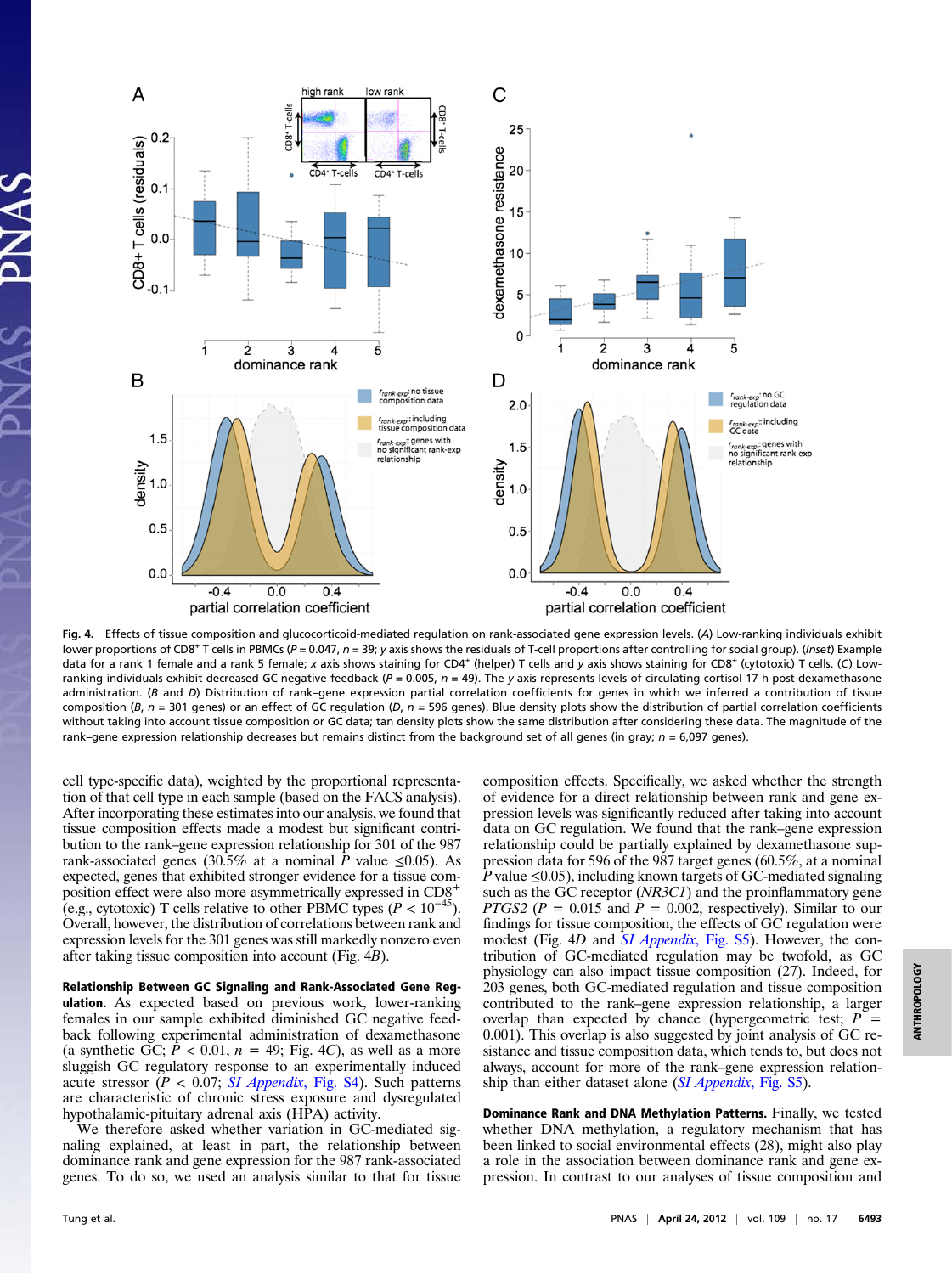Fig. 4. Effects of tissue composition and glucocorticoid-mediated regulation on rank-associated gene expression levels. (*A*) Low-ranking individuals exhibit lower proportions of CD8$^+$ T cells in PBMCs ($P = 0.047$, $n = 39$; *y* axis shows the residuals of T-cell proportions after controlling for social group). (*Inset*) Example data for a rank 1 female and a rank 5 female; *x* axis shows staining for CD4$^+$ (helper) T cells and *y* axis shows staining for CD8$^+$ (cytotoxic) T cells. (*C*) Low-ranking individuals exhibit decreased GC negative feedback ($P = 0.005$, $n = 49$). The *y* axis represents levels of circulating cortisol 17 h post-dexamethasone administration. (*B* and *D*) Distribution of rank–gene expression partial correlation coefficients for genes in which we inferred a contribution of tissue composition (*B*, $n = 301$ genes) or an effect of GC regulation (*D*, $n = 596$ genes). Blue density plots show the distribution of partial correlation coefficients without taking into account tissue composition or GC data; tan density plots show the same distribution after considering these data. The magnitude of the rank–gene expression relationship decreases but remains distinct from the background set of all genes (in gray; $n = 6,097$ genes).

cell type-specific data), weighted by the proportional representation of that cell type in each sample (based on the FACS analysis). After incorporating these estimates into our analysis, we found that tissue composition effects made a modest but significant contribution to the rank–gene expression relationship for 301 of the 987 rank-associated genes (30.5% at a nominal *P* value $\leq 0.05$). As expected, genes that exhibited stronger evidence for a tissue composition effect were also more asymmetrically expressed in CD8$^+$ (e.g., cytotoxic) T cells relative to other PBMC types ($P < 10^{-45}$). Overall, however, the distribution of correlations between rank and expression levels for the 301 genes was still markedly nonzero even after taking tissue composition into account (Fig. 4*B*).

**Relationship Between GC Signaling and Rank-Associated Gene Regulation.** As expected based on previous work, lower-ranking females in our sample exhibited diminished GC negative feedback following experimental administration of dexamethasone (a synthetic GC; $P < 0.01$, $n = 49$; Fig. 4*C*), as well as a more sluggish GC regulatory response to an experimentally induced acute stressor ($P < 0.07$; *SI Appendix*, Fig. S4). Such patterns are characteristic of chronic stress exposure and dysregulated hypothalamic-pituitary adrenal axis (HPA) activity.

We therefore asked whether variation in GC-mediated signaling explained, at least in part, the relationship between dominance rank and gene expression for the 987 rank-associated genes. To do so, we used an analysis similar to that for tissue composition effects. Specifically, we asked whether the strength of evidence for a direct relationship between rank and gene expression levels was significantly reduced after taking into account data on GC regulation. We found that the rank–gene expression relationship could be partially explained by dexamethasone suppression data for 596 of the 987 target genes (60.5%, at a nominal *P* value $\leq 0.05$), including known targets of GC-mediated signaling such as the GC receptor (*NR3C1*) and the proinflammatory gene *PTGS2* ($P = 0.015$ and $P = 0.002$, respectively). Similar to our findings for tissue composition, the effects of GC regulation were modest (Fig. 4*D* and *SI Appendix*, Fig. S5). However, the contribution of GC-mediated regulation may be twofold, as GC physiology can also impact tissue composition (27). Indeed, for 203 genes, both GC-mediated regulation and tissue composition contributed to the rank–gene expression relationship, a larger overlap than expected by chance (hypergeometric test; $P = 0.001$). This overlap is also suggested by joint analysis of GC resistance and tissue composition data, which tends to, but does not always, account for more of the rank–gene expression relationship than either dataset alone (*SI Appendix*, Fig. S5).

**Dominance Rank and DNA Methylation Patterns.** Finally, we tested whether DNA methylation, a regulatory mechanism that has been linked to social environmental effects (28), might also play a role in the association between dominance rank and gene expression. In contrast to our analyses of tissue composition and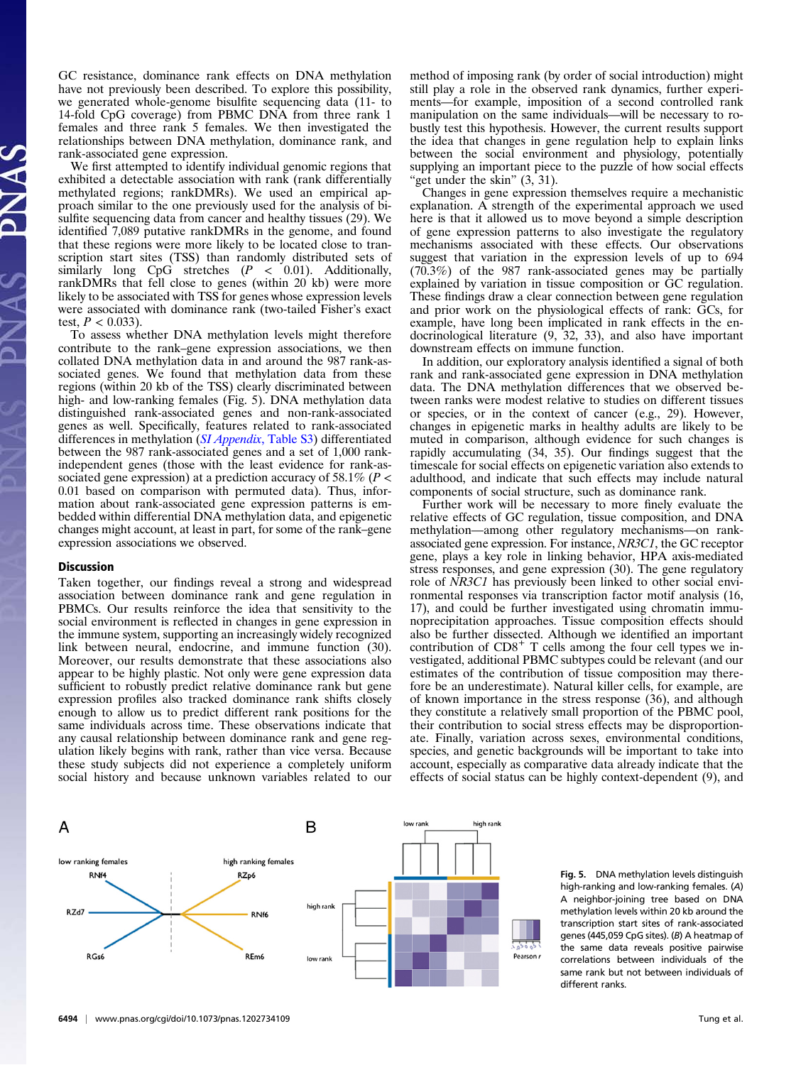GC resistance, dominance rank effects on DNA methylation have not previously been described. To explore this possibility, we generated whole-genome bisulfite sequencing data (11- to 14-fold CpG coverage) from PBMC DNA from three rank 1 females and three rank 5 females. We then investigated the relationships between DNA methylation, dominance rank, and rank-associated gene expression.

We first attempted to identify individual genomic regions that exhibited a detectable association with rank (rank differentially methylated regions; rankDMRs). We used an empirical approach similar to the one previously used for the analysis of bisulfite sequencing data from cancer and healthy tissues (29). We identified 7,089 putative rankDMRs in the genome, and found that these regions were more likely to be located close to transcription start sites (TSS) than randomly distributed sets of similarly long CpG stretches ($P < 0.01$). Additionally, rankDMRs that fell close to genes (within 20 kb) were more likely to be associated with TSS for genes whose expression levels were associated with dominance rank (two-tailed Fisher's exact test, $P < 0.033$).

To assess whether DNA methylation levels might therefore contribute to the rank–gene expression associations, we then collated DNA methylation data in and around the 987 rank-associated genes. We found that methylation data from these regions (within 20 kb of the TSS) clearly discriminated between high- and low-ranking females (Fig. 5). DNA methylation data distinguished rank-associated genes and non-rank-associated genes as well. Specifically, features related to rank-associated differences in methylation (*SI Appendix*, Table S3) differentiated between the 987 rank-associated genes and a set of 1,000 rank-independent genes (those with the least evidence for rank-associated gene expression) at a prediction accuracy of 58.1% ($P < 0.01$ based on comparison with permuted data). Thus, information about rank-associated gene expression patterns is embedded within differential DNA methylation data, and epigenetic changes might account, at least in part, for some of the rank–gene expression associations we observed.

## Discussion

Taken together, our findings reveal a strong and widespread association between dominance rank and gene regulation in PBMCs. Our results reinforce the idea that sensitivity to the social environment is reflected in changes in gene expression in the immune system, supporting an increasingly widely recognized link between neural, endocrine, and immune function (30). Moreover, our results demonstrate that these associations also appear to be highly plastic. Not only were gene expression data sufficient to robustly predict relative dominance rank but gene expression profiles also tracked dominance rank shifts closely enough to allow us to predict different rank positions for the same individuals across time. These observations indicate that any causal relationship between dominance rank and gene regulation likely begins with rank, rather than vice versa. Because these study subjects did not experience a completely uniform social history and because unknown variables related to our method of imposing rank (by order of social introduction) might still play a role in the observed rank dynamics, further experiments—for example, imposition of a second controlled rank manipulation on the same individuals—will be necessary to robustly test this hypothesis. However, the current results support the idea that changes in gene regulation help to explain links between the social environment and physiology, potentially supplying an important piece to the puzzle of how social effects "get under the skin" (3, 31).

Changes in gene expression themselves require a mechanistic explanation. A strength of the experimental approach we used here is that it allowed us to move beyond a simple description of gene expression patterns to also investigate the regulatory mechanisms associated with these effects. Our observations suggest that variation in the expression levels of up to 694 (70.3%) of the 987 rank-associated genes may be partially explained by variation in tissue composition or GC regulation. These findings draw a clear connection between gene regulation and prior work on the physiological effects of rank: GCs, for example, have long been implicated in rank effects in the endocrinological literature (9, 32, 33), and also have important downstream effects on immune function.

In addition, our exploratory analysis identified a signal of both rank and rank-associated gene expression in DNA methylation data. The DNA methylation differences that we observed between ranks were modest relative to studies on different tissues or species, or in the context of cancer (e.g., 29). However, changes in epigenetic marks in healthy adults are likely to be muted in comparison, although evidence for such changes is rapidly accumulating (34, 35). Our findings suggest that the timescale for social effects on epigenetic variation also extends to adulthood, and indicate that such effects may include natural components of social structure, such as dominance rank.

Further work will be necessary to more finely evaluate the relative effects of GC regulation, tissue composition, and DNA methylation—among other regulatory mechanisms—on rank-associated gene expression. For instance, *NR3C1*, the GC receptor gene, plays a key role in linking behavior, HPA axis-mediated stress responses, and gene expression (30). The gene regulatory role of *NR3C1* has previously been linked to other social environmental responses via transcription factor motif analysis (16, 17), and could be further investigated using chromatin immunoprecipitation approaches. Tissue composition effects should also be further dissected. Although we identified an important contribution of CD8$^+$ T cells among the four cell types we investigated, additional PBMC subtypes could be relevant (and our estimates of the contribution of tissue composition may therefore be an underestimate). Natural killer cells, for example, are of known importance in the stress response (36), and although they constitute a relatively small proportion of the PBMC pool, their contribution to social stress effects may be disproportionate. Finally, variation across sexes, environmental conditions, species, and genetic backgrounds will be important to take into account, especially as comparative data already indicate that the effects of social status can be highly context-dependent (9), and

**Fig. 5.** DNA methylation levels distinguish high-ranking and low-ranking females. (*A*) A neighbor-joining tree based on DNA methylation levels within 20 kb around the transcription start sites of rank-associated genes (445,059 CpG sites). (*B*) A heatmap of the same data reveals positive pairwise correlations between individuals of the same rank but not between individuals of different ranks.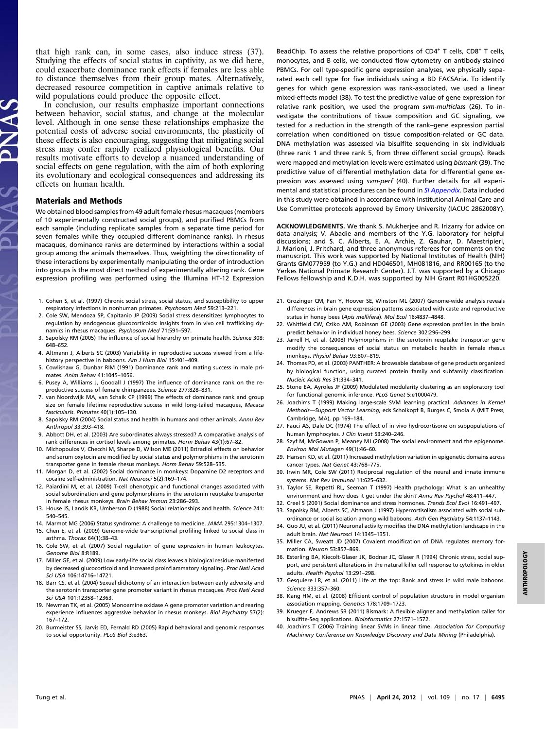that high rank can, in some cases, also induce stress (37). Studying the effects of social status in captivity, as we did here, could exacerbate dominance rank effects if females are less able to distance themselves from their group mates. Alternatively, decreased resource competition in captive animals relative to wild populations could produce the opposite effect.

In conclusion, our results emphasize important connections between behavior, social status, and change at the molecular level. Although in one sense these relationships emphasize the potential costs of adverse social environments, the plasticity of these effects is also encouraging, suggesting that mitigating social stress may confer rapidly realized physiological benefits. Our results motivate efforts to develop a nuanced understanding of social effects on gene regulation, with the aim of both exploring its evolutionary and ecological consequences and addressing its effects on human health.

## Materials and Methods

We obtained blood samples from 49 adult female rhesus macaques (members of 10 experimentally constructed social groups), and purified PBMCs from each sample (including replicate samples from a separate time period for seven females while they occupied different dominance ranks). In rhesus macaques, dominance ranks are determined by interactions within a social group among the animals themselves. Thus, weighting the directionality of these interactions by experimentally manipulating the order of introduction into groups is the most direct method of experimentally altering rank. Gene expression profiling was performed using the Illumina HT-12 Expression BeadChip. To assess the relative proportions of $CD4^+$ T cells, $CD8^+$ T cells, monocytes, and B cells, we conducted flow cytometry on antibody-stained PBMCs. For cell type-specific gene expression analyses, we physically separated each cell type for five individuals using a BD FACSAria. To identify genes for which gene expression was rank-associated, we used a linear mixed-effects model (38). To test the predictive value of gene expression for relative rank position, we used the program *svm-multiclass* (26). To investigate the contributions of tissue composition and GC signaling, we tested for a reduction in the strength of the rank–gene expression partial correlation when conditioned on tissue composition-related or GC data. DNA methylation was assessed via bisulfite sequencing in six individuals (three rank 1 and three rank 5, from three different social groups). Reads were mapped and methylation levels were estimated using *bismark* (39). The predictive value of differential methylation data for differential gene expression was assessed using *svm-perf* (40). Further details for all experimental and statistical procedures can be found in *SI Appendix*. Data included in this study were obtained in accordance with Institutional Animal Care and Use Committee protocols approved by Emory University (IACUC 2862008Y).

**ACKNOWLEDGMENTS.** We thank S. Mukherjee and R. Irizarry for advice on data analysis; V. Abadie and members of the Y.G. laboratory for helpful discussions; and S. C. Alberts, E. A. Archie, Z. Gauhar, D. Maestripieri, J. Marioni, J. Pritchard, and three anonymous referees for comments on the manuscript. This work was supported by National Institutes of Health (NIH) Grants GM077959 (to Y.G.) and HD046501, MH081816, and RR00165 (to the Yerkes National Primate Research Center). J.T. was supported by a Chicago Fellows fellowship and K.D.H. was supported by NIH Grant R01HG005220.

1. Cohen S, et al. (1997) Chronic social stress, social status, and susceptibility to upper respiratory infections in nonhuman primates. *Psychosom Med* 59:213–221.
2. Cole SW, Mendoza SP, Capitanio JP (2009) Social stress desensitizes lymphocytes to regulation by endogenous glucocorticoids: Insights from in vivo cell trafficking dynamics in rhesus macaques. *Psychosom Med* 71:591–597.
3. Sapolsky RM (2005) The influence of social hierarchy on primate health. *Science* 308: 648–652.
4. Altmann J, Alberts SC (2003) Variability in reproductive success viewed from a life-history perspective in baboons. *Am J Hum Biol* 15:401–409.
5. Cowlishaw G, Dunbar RIM (1991) Dominance rank and mating success in male primates. *Anim Behav* 41:1045–1056.
6. Pusey A, Williams J, Goodall J (1997) The influence of dominance rank on the reproductive success of female chimpanzees. *Science* 277:828–831.
7. van Noordwijk MA, van Schaik CP (1999) The effects of dominance rank and group size on female lifetime reproductive success in wild long-tailed macaques, *Macaca fascicularis*. *Primates* 40(1):105–130.
8. Sapolsky RM (2004) Social status and health in humans and other animals. *Annu Rev Anthropol* 33:393–418.
9. Abbott DH, et al. (2003) Are subordinates always stressed? A comparative analysis of rank differences in cortisol levels among primates. *Horm Behav* 43(1):67–82.
10. Michopoulos V, Checchi M, Sharpe D, Wilson ME (2011) Estradiol effects on behavior and serum oxytocin are modified by social status and polymorphisms in the serotonin transporter gene in female rhesus monkeys. *Horm Behav* 59:528–535.
11. Morgan D, et al. (2002) Social dominance in monkeys: Dopamine D2 receptors and cocaine self-administration. *Nat Neurosci* 5(2):169–174.
12. Paiardini M, et al. (2009) T-cell phenotypic and functional changes associated with social subordination and gene polymorphisms in the serotonin reuptake transporter in female rhesus monkeys. *Brain Behav Immun* 23:286–293.
13. House JS, Landis KR, Umberson D (1988) Social relationships and health. *Science* 241: 540–545.
14. Marmot MG (2006) Status syndrome: A challenge to medicine. *JAMA* 295:1304–1307.
15. Chen E, et al. (2009) Genome-wide transcriptional profiling linked to social class in asthma. *Thorax* 64(1):38–43.
16. Cole SW, et al. (2007) Social regulation of gene expression in human leukocytes. *Genome Biol* 8:R189.
17. Miller GE, et al. (2009) Low early-life social class leaves a biological residue manifested by decreased glucocorticoid and increased proinflammatory signaling. *Proc Natl Acad Sci USA* 106:14716–14721.
18. Barr CS, et al. (2004) Sexual dichotomy of an interaction between early adversity and the serotonin transporter gene promoter variant in rhesus macaques. *Proc Natl Acad Sci USA* 101:12358–12363.
19. Newman TK, et al. (2005) Monoamine oxidase A gene promoter variation and rearing experience influences aggressive behavior in rhesus monkeys. *Biol Psychiatry* 57(2): 167–172.
20. Burmeister SS, Jarvis ED, Fernald RD (2005) Rapid behavioral and genomic responses to social opportunity. *PLoS Biol* 3:e363.
21. Grozinger CM, Fan Y, Hoover SE, Winston ML (2007) Genome-wide analysis reveals differences in brain gene expression patterns associated with caste and reproductive status in honey bees (*Apis mellifera*). *Mol Ecol* 16:4837–4848.
22. Whitfield CW, Cziko AM, Robinson GE (2003) Gene expression profiles in the brain predict behavior in individual honey bees. *Science* 302:296–299.
23. Jarrell H, et al. (2008) Polymorphisms in the serotonin reuptake transporter gene modify the consequences of social status on metabolic health in female rhesus monkeys. *Physiol Behav* 93:807–819.
24. Thomas PD, et al. (2003) PANTHER: A browsable database of gene products organized by biological function, using curated protein family and subfamily classification. *Nucleic Acids Res* 31:334–341.
25. Stone EA, Ayroles JF (2009) Modulated modularity clustering as an exploratory tool for functional genomic inference. *PLoS Genet* 5:e1000479.
26. Joachims T (1999) Making large-scale SVM learning practical. *Advances in Kernel Methods—Support Vector Learning*, eds Scholkopf B, Burges C, Smola A (MIT Press, Cambridge, MA), pp 169–184.
27. Fauci AS, Dale DC (1974) The effect of in vivo hydrocortisone on subpopulations of human lymphocytes. *J Clin Invest* 53:240–246.
28. Szyf M, McGowan P, Meaney MJ (2008) The social environment and the epigenome. *Environ Mol Mutagen* 49(1):46–60.
29. Hansen KD, et al. (2011) Increased methylation variation in epigenetic domains across cancer types. *Nat Genet* 43:768–775.
30. Irwin MR, Cole SW (2011) Reciprocal regulation of the neural and innate immune systems. *Nat Rev Immunol* 11:625–632.
31. Taylor SE, Repetti RL, Seeman T (1997) Health psychology: What is an unhealthy environment and how does it get under the skin? *Annu Rev Psychol* 48:411–447.
32. Creel S (2001) Social dominance and stress hormones. *Trends Ecol Evol* 16:491–497.
33. Sapolsky RM, Alberts SC, Altmann J (1997) Hypercortisolism associated with social subordinance or social isolation among wild baboons. *Arch Gen Psychiatry* 54:1137–1143.
34. Guo JU, et al. (2011) Neuronal activity modifies the DNA methylation landscape in the adult brain. *Nat Neurosci* 14:1345–1351.
35. Miller CA, Sweatt JD (2007) Covalent modification of DNA regulates memory formation. *Neuron* 53:857–869.
36. Esterling BA, Kiecolt-Glaser JK, Bodnar JC, Glaser R (1994) Chronic stress, social support, and persistent alterations in the natural killer cell response to cytokines in older adults. *Health Psychol* 13:291–298.
37. Gesquiere LR, et al. (2011) Life at the top: Rank and stress in wild male baboons. *Science* 333:357–360.
38. Kang HM, et al. (2008) Efficient control of population structure in model organism association mapping. *Genetics* 178:1709–1723.
39. Krueger F, Andrews SR (2011) Bismark: A flexible aligner and methylation caller for bisulfite-Seq applications. *Bioinformatics* 27:1571–1572.
40. Joachims T (2006) Training linear SVMs in linear time. *Association for Computing Machinery Conference on Knowledge Discovery and Data Mining* (Philadelphia).